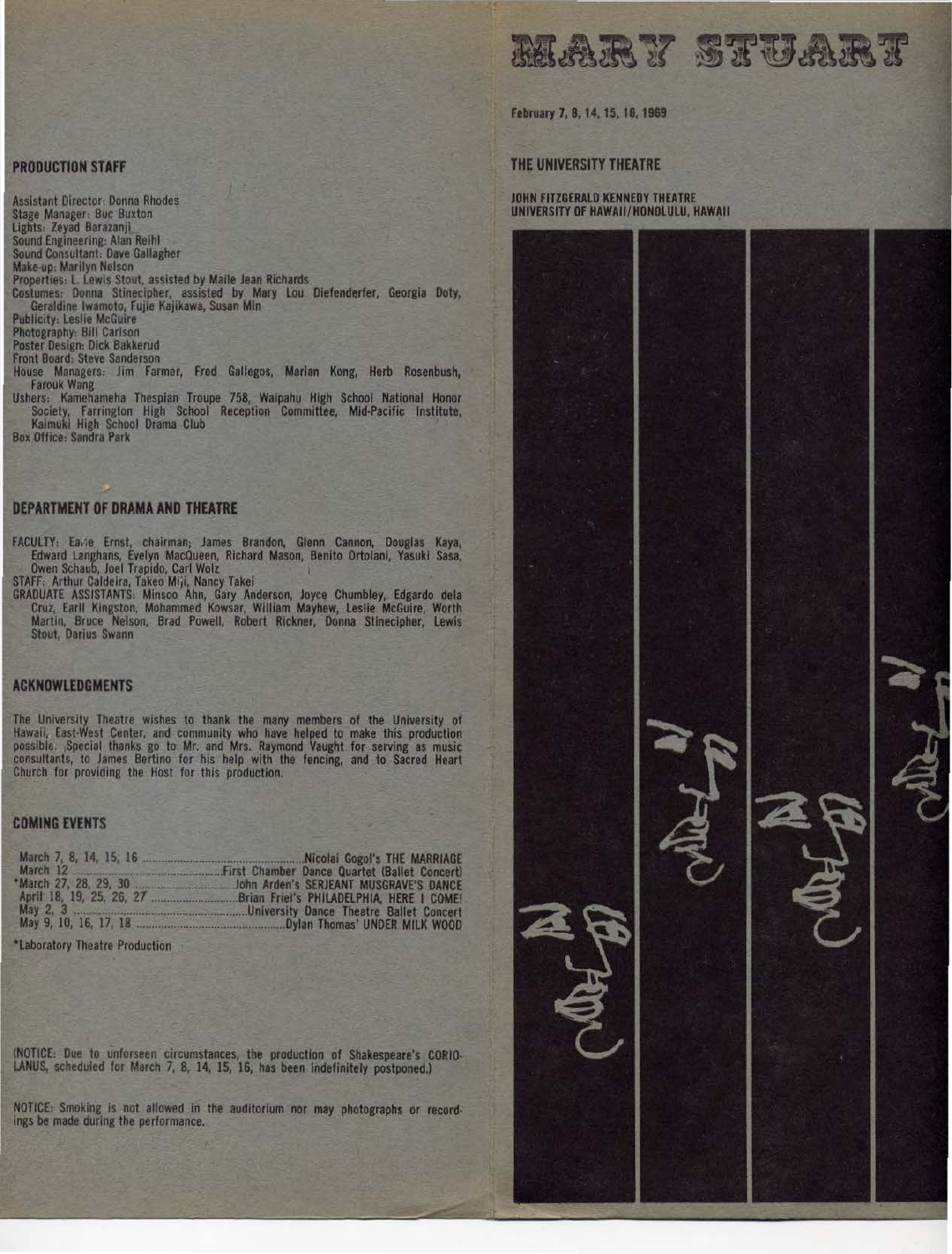# MARY STUART

February 7, 8, 14, 15, 16, 1969

## THE UNIVERSITY THEATRE

JOHN FITZGERALD KENNEDY THEATRE
UNIVERSITY OF HAWAII/HONOLULU, HAWAII

## PRODUCTION STAFF

Assistant Director: Donna Rhodes
Stage Manager: Buc Buxton
Lights: Zeyad Barazanji
Sound Engineering: Alan Reihl
Sound Consultant: Dave Gallagher
Make-up: Marilyn Nelson
Properties: L. Lewis Stout, assisted by Maile Jean Richards
Costumes: Donna Stinecipher, assisted by Mary Lou Diefenderfer, Georgia Doty, Geraldine Iwamoto, Fujie Kajikawa, Susan Min
Publicity: Leslie McGuire
Photography: Bill Carlson
Poster Design: Dick Bakkerud
Front Board: Steve Sanderson
House Managers: Jim Farmer, Fred Gallegos, Marian Kong, Herb Rosenbush, Farouk Wang
Ushers: Kamehameha Thespian Troupe 758, Waipahu High School National Honor Society, Farrington High School Reception Committee, Mid-Pacific Institute, Kaimuki High School Drama Club
Box Office: Sandra Park

## DEPARTMENT OF DRAMA AND THEATRE

FACULTY: Earle Ernst, chairman; James Brandon, Glenn Cannon, Douglas Kaya, Edward Langhans, Evelyn MacQueen, Richard Mason, Benito Ortolani, Yasuki Sasa, Owen Schaub, Joel Trapido, Carl Wolz
STAFF: Arthur Caldeira, Takeo Miji, Nancy Takei
GRADUATE ASSISTANTS: Minsoo Ahn, Gary Anderson, Joyce Chumbley, Edgardo dela Cruz, Earll Kingston, Mohammed Kowsar, William Mayhew, Leslie McGuire, Worth Martin, Bruce Nelson, Brad Powell, Robert Rickner, Donna Stinecipher, Lewis Stout, Darius Swann

## ACKNOWLEDGMENTS

The University Theatre wishes to thank the many members of the University of Hawaii, East-West Center, and community who have helped to make this production possible. Special thanks go to Mr. and Mrs. Raymond Vaught for serving as music consultants, to James Bertino for his help with the fencing, and to Sacred Heart Church for providing the Host for this production.

## COMING EVENTS

| | |
|---|---|
| March 7, 8, 14, 15, 16 | Nicolai Gogol's THE MARRIAGE |
| March 12 | First Chamber Dance Quartet (Ballet Concert) |
| *March 27, 28, 29, 30 | John Arden's SERJEANT MUSGRAVE'S DANCE |
| April 18, 19, 25, 26, 27 | Brian Friel's PHILADELPHIA, HERE I COME! |
| May 2, 3 | University Dance Theatre Ballet Concert |
| May 9, 10, 16, 17, 18 | Dylan Thomas' UNDER MILK WOOD |

*Laboratory Theatre Production

(NOTICE: Due to unforseen circumstances, the production of Shakespeare's CORIOLANUS, scheduled for March 7, 8, 14, 15, 16, has been indefinitely postponed.)

NOTICE: Smoking is not allowed in the auditorium nor may photographs or recordings be made during the performance.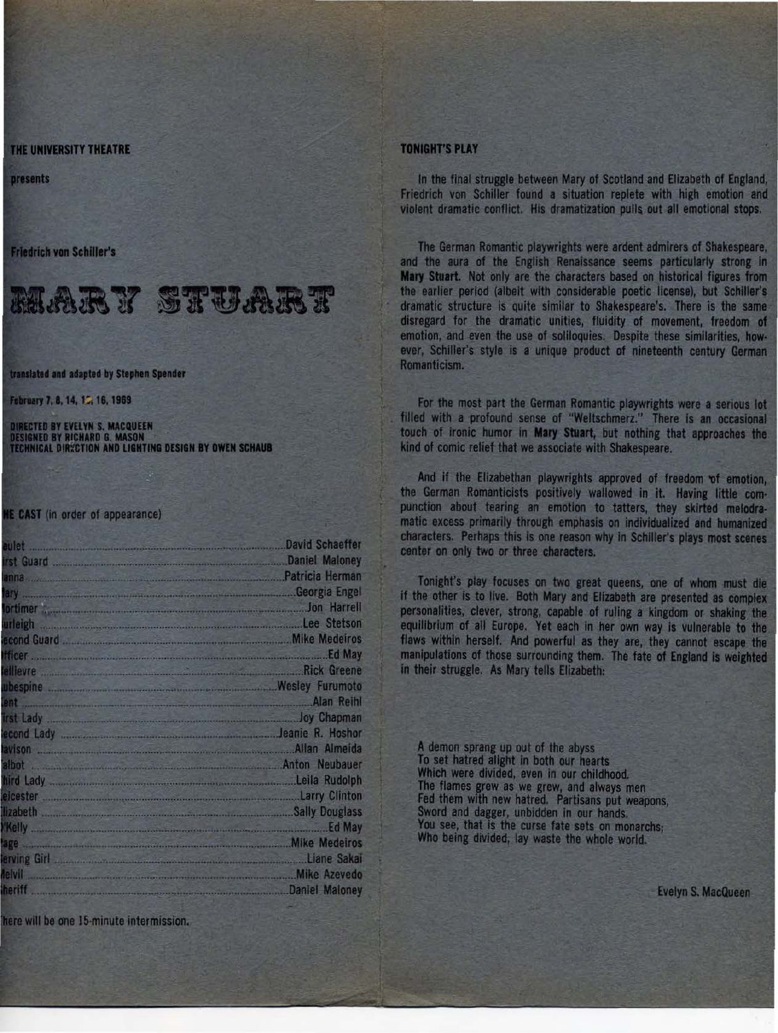THE UNIVERSITY THEATRE

presents

Friedrich von Schiller's

# MARY STUART

translated and adapted by Stephen Spender

February 7, 8, 14, 15, 16, 1969

DIRECTED BY EVELYN S. MACQUEEN
DESIGNED BY RICHARD G. MASON
TECHNICAL DIRECTION AND LIGHTING DESIGN BY OWEN SCHAUB

## HE CAST (in order of appearance)

| | |
|---|---|
| aulet | David Schaeffer |
| irst Guard | Daniel Maloney |
| anna | Patricia Herman |
| lary | Georgia Engel |
| lortimer | Jon Harrell |
| urleigh | Lee Stetson |
| econd Guard | Mike Medeiros |
| fficer | Ed May |
| ellievre | Rick Greene |
| ubespine | Wesley Furumoto |
| ent | Alan Reihl |
| irst Lady | Joy Chapman |
| econd Lady | Jeanie R. Hoshor |
| avison | Allan Almeida |
| albot | Anton Neubauer |
| hird Lady | Leila Rudolph |
| eicester | Larry Clinton |
| lizabeth | Sally Douglass |
| 'Kelly | Ed May |
| age | Mike Medeiros |
| erving Girl | Liane Sakai |
| lelvil | Mike Azevedo |
| heriff | Daniel Maloney |

here will be one 15-minute intermission.

## TONIGHT'S PLAY

In the final struggle between Mary of Scotland and Elizabeth of England, Friedrich von Schiller found a situation replete with high emotion and violent dramatic conflict. His dramatization pulls out all emotional stops.

The German Romantic playwrights were ardent admirers of Shakespeare, and the aura of the English Renaissance seems particularly strong in **Mary Stuart**. Not only are the characters based on historical figures from the earlier period (albeit with considerable poetic license), but Schiller's dramatic structure is quite similar to Shakespeare's. There is the same disregard for the dramatic unities, fluidity of movement, freedom of emotion, and even the use of soliloquies. Despite these similarities, however, Schiller's style is a unique product of nineteenth century German Romanticism.

For the most part the German Romantic playwrights were a serious lot filled with a profound sense of "Weltschmerz." There is an occasional touch of ironic humor in **Mary Stuart**, but nothing that approaches the kind of comic relief that we associate with Shakespeare.

And if the Elizabethan playwrights approved of freedom of emotion, the German Romanticists positively wallowed in it. Having little compunction about tearing an emotion to tatters, they skirted melodramatic excess primarily through emphasis on individualized and humanized characters. Perhaps this is one reason why in Schiller's plays most scenes center on only two or three characters.

Tonight's play focuses on two great queens, one of whom must die if the other is to live. Both Mary and Elizabeth are presented as complex personalities, clever, strong, capable of ruling a kingdom or shaking the equilibrium of all Europe. Yet each in her own way is vulnerable to the flaws within herself. And powerful as they are, they cannot escape the manipulations of those surrounding them. The fate of England is weighted in their struggle. As Mary tells Elizabeth:

A demon sprang up out of the abyss
To set hatred alight in both our hearts
Which were divided, even in our childhood.
The flames grew as we grew, and always men
Fed them with new hatred. Partisans put weapons,
Sword and dagger, unbidden in our hands.
You see, that is the curse fate sets on monarchs;
Who being divided, lay waste the whole world.

Evelyn S. MacQueen